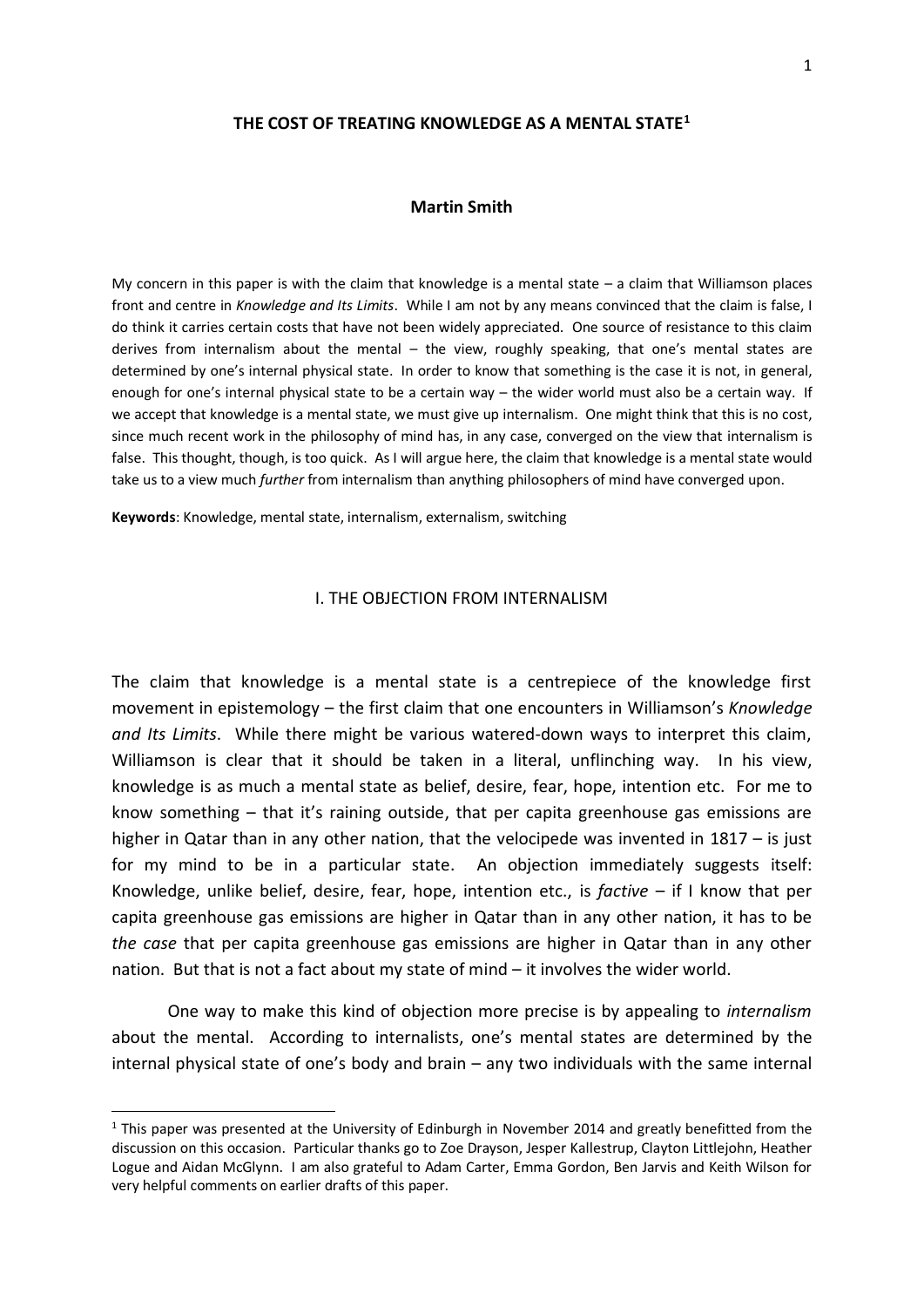# THE COST OF TREATING KNOWLEDGE AS A MENTAL STATE[1]

**Martin Smith**

My concern in this paper is with the claim that knowledge is a mental state – a claim that Williamson places front and centre in *Knowledge and Its Limits*. While I am not by any means convinced that the claim is false, I do think it carries certain costs that have not been widely appreciated. One source of resistance to this claim derives from internalism about the mental – the view, roughly speaking, that one's mental states are determined by one's internal physical state. In order to know that something is the case it is not, in general, enough for one's internal physical state to be a certain way – the wider world must also be a certain way. If we accept that knowledge is a mental state, we must give up internalism. One might think that this is no cost, since much recent work in the philosophy of mind has, in any case, converged on the view that internalism is false. This thought, though, is too quick. As I will argue here, the claim that knowledge is a mental state would take us to a view much *further* from internalism than anything philosophers of mind have converged upon.

**Keywords**: Knowledge, mental state, internalism, externalism, switching

## I. THE OBJECTION FROM INTERNALISM

The claim that knowledge is a mental state is a centrepiece of the knowledge first movement in epistemology – the first claim that one encounters in Williamson's *Knowledge and Its Limits*. While there might be various watered-down ways to interpret this claim, Williamson is clear that it should be taken in a literal, unflinching way. In his view, knowledge is as much a mental state as belief, desire, fear, hope, intention etc. For me to know something – that it's raining outside, that per capita greenhouse gas emissions are higher in Qatar than in any other nation, that the velocipede was invented in 1817 – is just for my mind to be in a particular state. An objection immediately suggests itself: Knowledge, unlike belief, desire, fear, hope, intention etc., is *factive* – if I know that per capita greenhouse gas emissions are higher in Qatar than in any other nation, it has to be *the case* that per capita greenhouse gas emissions are higher in Qatar than in any other nation. But that is not a fact about my state of mind – it involves the wider world.

One way to make this kind of objection more precise is by appealing to *internalism* about the mental. According to internalists, one's mental states are determined by the internal physical state of one's body and brain – any two individuals with the same internal

[1] This paper was presented at the University of Edinburgh in November 2014 and greatly benefitted from the discussion on this occasion. Particular thanks go to Zoe Drayson, Jesper Kallestrup, Clayton Littlejohn, Heather Logue and Aidan McGlynn. I am also grateful to Adam Carter, Emma Gordon, Ben Jarvis and Keith Wilson for very helpful comments on earlier drafts of this paper.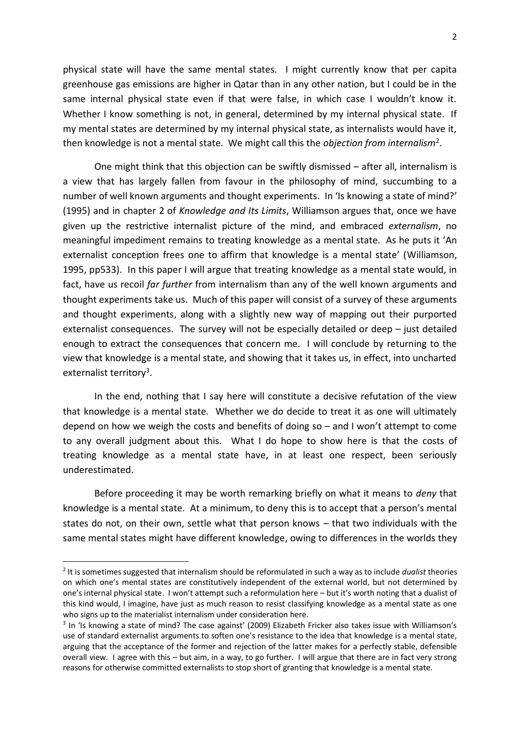physical state will have the same mental states. I might currently know that per capita greenhouse gas emissions are higher in Qatar than in any other nation, but I could be in the same internal physical state even if that were false, in which case I wouldn't know it. Whether I know something is not, in general, determined by my internal physical state. If my mental states are determined by my internal physical state, as internalists would have it, then knowledge is not a mental state. We might call this the *objection from internalism*[2].

One might think that this objection can be swiftly dismissed – after all, internalism is a view that has largely fallen from favour in the philosophy of mind, succumbing to a number of well known arguments and thought experiments. In 'Is knowing a state of mind?' (1995) and in chapter 2 of *Knowledge and Its Limits*, Williamson argues that, once we have given up the restrictive internalist picture of the mind, and embraced *externalism*, no meaningful impediment remains to treating knowledge as a mental state. As he puts it 'An externalist conception frees one to affirm that knowledge is a mental state' (Williamson, 1995, pp533). In this paper I will argue that treating knowledge as a mental state would, in fact, have us recoil *far further* from internalism than any of the well known arguments and thought experiments take us. Much of this paper will consist of a survey of these arguments and thought experiments, along with a slightly new way of mapping out their purported externalist consequences. The survey will not be especially detailed or deep – just detailed enough to extract the consequences that concern me. I will conclude by returning to the view that knowledge is a mental state, and showing that it takes us, in effect, into uncharted externalist territory[3].

In the end, nothing that I say here will constitute a decisive refutation of the view that knowledge is a mental state. Whether we do decide to treat it as one will ultimately depend on how we weigh the costs and benefits of doing so – and I won't attempt to come to any overall judgment about this. What I do hope to show here is that the costs of treating knowledge as a mental state have, in at least one respect, been seriously underestimated.

Before proceeding it may be worth remarking briefly on what it means to *deny* that knowledge is a mental state. At a minimum, to deny this is to accept that a person's mental states do not, on their own, settle what that person knows – that two individuals with the same mental states might have different knowledge, owing to differences in the worlds they

---

[2] It is sometimes suggested that internalism should be reformulated in such a way as to include *dualist* theories on which one's mental states are constitutively independent of the external world, but not determined by one's internal physical state. I won't attempt such a reformulation here – but it's worth noting that a dualist of this kind would, I imagine, have just as much reason to resist classifying knowledge as a mental state as one who signs up to the materialist internalism under consideration here.

[3] In 'Is knowing a state of mind? The case against' (2009) Elizabeth Fricker also takes issue with Williamson's use of standard externalist arguments to soften one's resistance to the idea that knowledge is a mental state, arguing that the acceptance of the former and rejection of the latter makes for a perfectly stable, defensible overall view. I agree with this – but aim, in a way, to go further. I will argue that there are in fact very strong reasons for otherwise committed externalists to stop short of granting that knowledge is a mental state.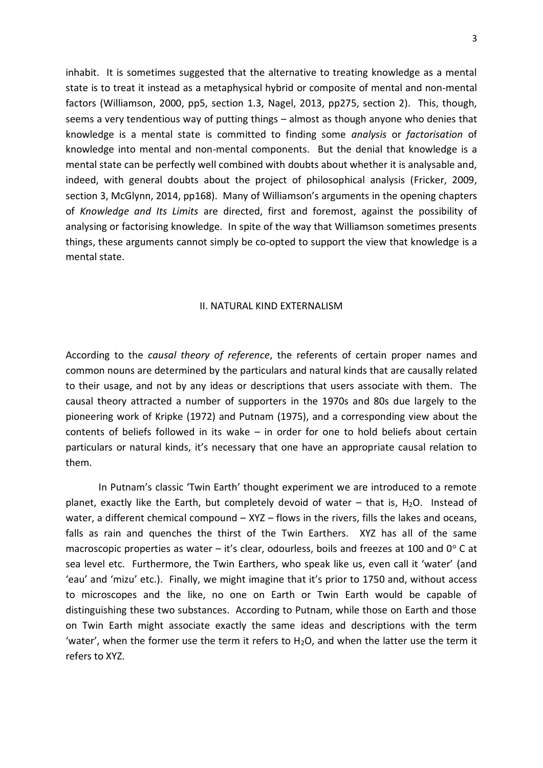inhabit. It is sometimes suggested that the alternative to treating knowledge as a mental state is to treat it instead as a metaphysical hybrid or composite of mental and non-mental factors (Williamson, 2000, pp5, section 1.3, Nagel, 2013, pp275, section 2). This, though, seems a very tendentious way of putting things – almost as though anyone who denies that knowledge is a mental state is committed to finding some *analysis* or *factorisation* of knowledge into mental and non-mental components. But the denial that knowledge is a mental state can be perfectly well combined with doubts about whether it is analysable and, indeed, with general doubts about the project of philosophical analysis (Fricker, 2009, section 3, McGlynn, 2014, pp168). Many of Williamson's arguments in the opening chapters of *Knowledge and Its Limits* are directed, first and foremost, against the possibility of analysing or factorising knowledge. In spite of the way that Williamson sometimes presents things, these arguments cannot simply be co-opted to support the view that knowledge is a mental state.

## II. NATURAL KIND EXTERNALISM

According to the *causal theory of reference*, the referents of certain proper names and common nouns are determined by the particulars and natural kinds that are causally related to their usage, and not by any ideas or descriptions that users associate with them. The causal theory attracted a number of supporters in the 1970s and 80s due largely to the pioneering work of Kripke (1972) and Putnam (1975), and a corresponding view about the contents of beliefs followed in its wake – in order for one to hold beliefs about certain particulars or natural kinds, it's necessary that one have an appropriate causal relation to them.

In Putnam's classic 'Twin Earth' thought experiment we are introduced to a remote planet, exactly like the Earth, but completely devoid of water – that is, $H_2O$. Instead of water, a different chemical compound – XYZ – flows in the rivers, fills the lakes and oceans, falls as rain and quenches the thirst of the Twin Earthers. XYZ has all of the same macroscopic properties as water – it's clear, odourless, boils and freezes at 100 and $0^{o}$ C at sea level etc. Furthermore, the Twin Earthers, who speak like us, even call it 'water' (and 'eau' and 'mizu' etc.). Finally, we might imagine that it's prior to 1750 and, without access to microscopes and the like, no one on Earth or Twin Earth would be capable of distinguishing these two substances. According to Putnam, while those on Earth and those on Twin Earth might associate exactly the same ideas and descriptions with the term 'water', when the former use the term it refers to $H_2O$, and when the latter use the term it refers to XYZ.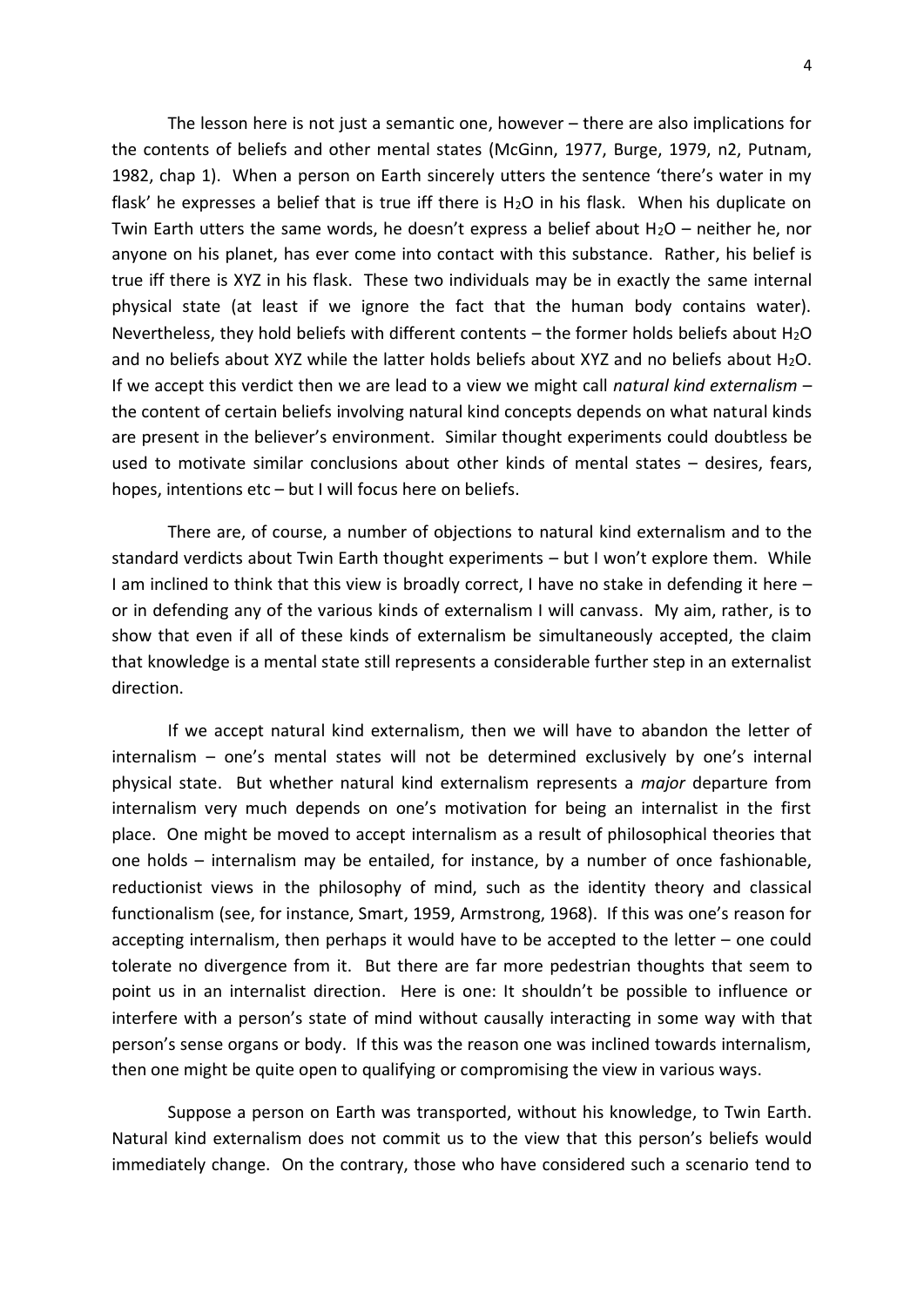The lesson here is not just a semantic one, however – there are also implications for the contents of beliefs and other mental states (McGinn, 1977, Burge, 1979, n2, Putnam, 1982, chap 1). When a person on Earth sincerely utters the sentence 'there's water in my flask' he expresses a belief that is true iff there is $H_2O$ in his flask. When his duplicate on Twin Earth utters the same words, he doesn't express a belief about $H_2O$ – neither he, nor anyone on his planet, has ever come into contact with this substance. Rather, his belief is true iff there is XYZ in his flask. These two individuals may be in exactly the same internal physical state (at least if we ignore the fact that the human body contains water). Nevertheless, they hold beliefs with different contents – the former holds beliefs about $H_2O$ and no beliefs about XYZ while the latter holds beliefs about XYZ and no beliefs about $H_2O$. If we accept this verdict then we are lead to a view we might call *natural kind externalism* – the content of certain beliefs involving natural kind concepts depends on what natural kinds are present in the believer's environment. Similar thought experiments could doubtless be used to motivate similar conclusions about other kinds of mental states – desires, fears, hopes, intentions etc – but I will focus here on beliefs.

There are, of course, a number of objections to natural kind externalism and to the standard verdicts about Twin Earth thought experiments – but I won't explore them. While I am inclined to think that this view is broadly correct, I have no stake in defending it here – or in defending any of the various kinds of externalism I will canvass. My aim, rather, is to show that even if all of these kinds of externalism be simultaneously accepted, the claim that knowledge is a mental state still represents a considerable further step in an externalist direction.

If we accept natural kind externalism, then we will have to abandon the letter of internalism – one's mental states will not be determined exclusively by one's internal physical state. But whether natural kind externalism represents a *major* departure from internalism very much depends on one's motivation for being an internalist in the first place. One might be moved to accept internalism as a result of philosophical theories that one holds – internalism may be entailed, for instance, by a number of once fashionable, reductionist views in the philosophy of mind, such as the identity theory and classical functionalism (see, for instance, Smart, 1959, Armstrong, 1968). If this was one's reason for accepting internalism, then perhaps it would have to be accepted to the letter – one could tolerate no divergence from it. But there are far more pedestrian thoughts that seem to point us in an internalist direction. Here is one: It shouldn't be possible to influence or interfere with a person's state of mind without causally interacting in some way with that person's sense organs or body. If this was the reason one was inclined towards internalism, then one might be quite open to qualifying or compromising the view in various ways.

Suppose a person on Earth was transported, without his knowledge, to Twin Earth. Natural kind externalism does not commit us to the view that this person's beliefs would immediately change. On the contrary, those who have considered such a scenario tend to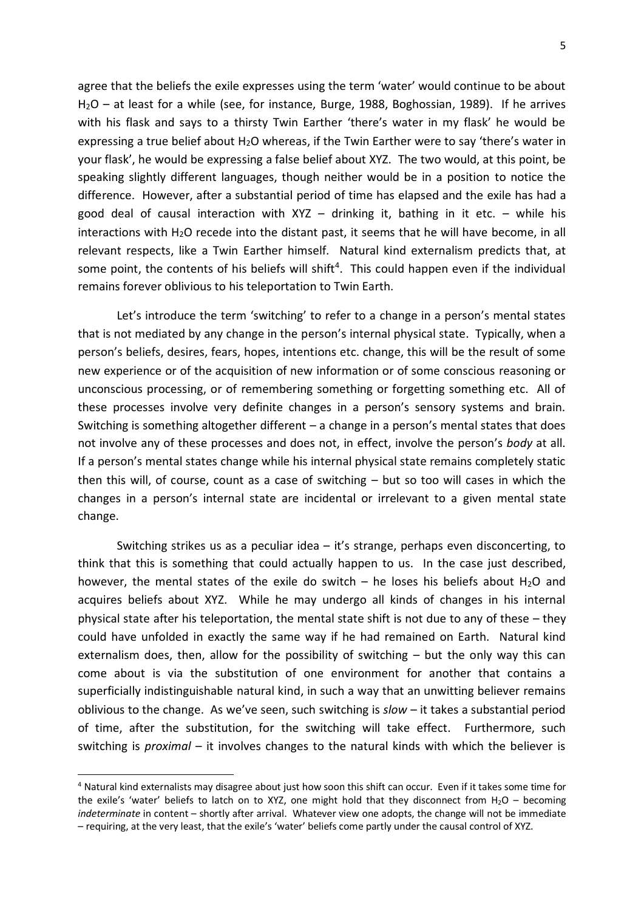agree that the beliefs the exile expresses using the term 'water' would continue to be about $H_2O$ – at least for a while (see, for instance, Burge, 1988, Boghossian, 1989). If he arrives with his flask and says to a thirsty Twin Earther 'there's water in my flask' he would be expressing a true belief about $H_2O$ whereas, if the Twin Earther were to say 'there's water in your flask', he would be expressing a false belief about XYZ. The two would, at this point, be speaking slightly different languages, though neither would be in a position to notice the difference. However, after a substantial period of time has elapsed and the exile has had a good deal of causal interaction with XYZ – drinking it, bathing in it etc. – while his interactions with $H_2O$ recede into the distant past, it seems that he will have become, in all relevant respects, like a Twin Earther himself. Natural kind externalism predicts that, at some point, the contents of his beliefs will shift[4]. This could happen even if the individual remains forever oblivious to his teleportation to Twin Earth.

Let's introduce the term 'switching' to refer to a change in a person's mental states that is not mediated by any change in the person's internal physical state. Typically, when a person's beliefs, desires, fears, hopes, intentions etc. change, this will be the result of some new experience or of the acquisition of new information or of some conscious reasoning or unconscious processing, or of remembering something or forgetting something etc. All of these processes involve very definite changes in a person's sensory systems and brain. Switching is something altogether different – a change in a person's mental states that does not involve any of these processes and does not, in effect, involve the person's *body* at all. If a person's mental states change while his internal physical state remains completely static then this will, of course, count as a case of switching – but so too will cases in which the changes in a person's internal state are incidental or irrelevant to a given mental state change.

Switching strikes us as a peculiar idea – it's strange, perhaps even disconcerting, to think that this is something that could actually happen to us. In the case just described, however, the mental states of the exile do switch – he loses his beliefs about $H_2O$ and acquires beliefs about XYZ. While he may undergo all kinds of changes in his internal physical state after his teleportation, the mental state shift is not due to any of these – they could have unfolded in exactly the same way if he had remained on Earth. Natural kind externalism does, then, allow for the possibility of switching – but the only way this can come about is via the substitution of one environment for another that contains a superficially indistinguishable natural kind, in such a way that an unwitting believer remains oblivious to the change. As we've seen, such switching is *slow* – it takes a substantial period of time, after the substitution, for the switching will take effect. Furthermore, such switching is *proximal* – it involves changes to the natural kinds with which the believer is

[4] Natural kind externalists may disagree about just how soon this shift can occur. Even if it takes some time for the exile's 'water' beliefs to latch on to XYZ, one might hold that they disconnect from $H_2O$ – becoming *indeterminate* in content – shortly after arrival. Whatever view one adopts, the change will not be immediate – requiring, at the very least, that the exile's 'water' beliefs come partly under the causal control of XYZ.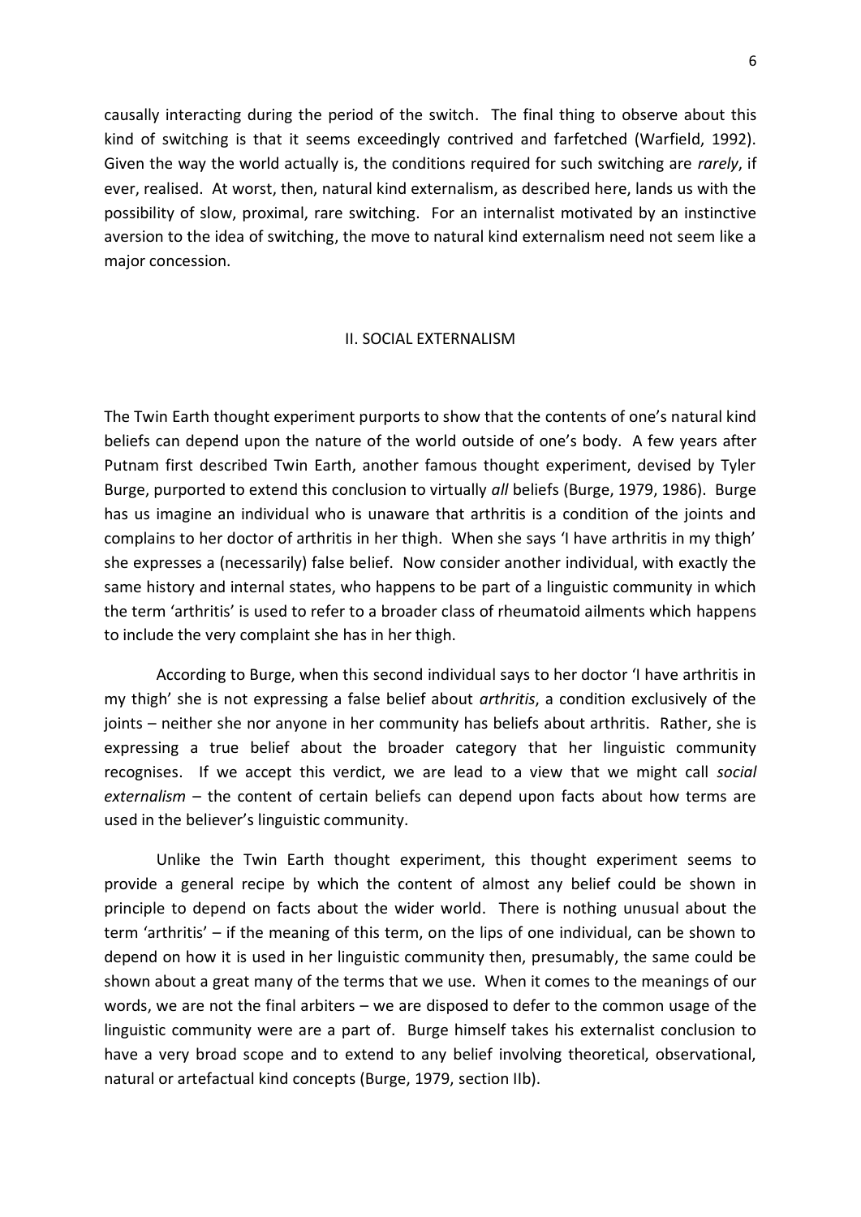causally interacting during the period of the switch. The final thing to observe about this kind of switching is that it seems exceedingly contrived and farfetched (Warfield, 1992). Given the way the world actually is, the conditions required for such switching are *rarely*, if ever, realised. At worst, then, natural kind externalism, as described here, lands us with the possibility of slow, proximal, rare switching. For an internalist motivated by an instinctive aversion to the idea of switching, the move to natural kind externalism need not seem like a major concession.

## II. SOCIAL EXTERNALISM

The Twin Earth thought experiment purports to show that the contents of one's natural kind beliefs can depend upon the nature of the world outside of one's body. A few years after Putnam first described Twin Earth, another famous thought experiment, devised by Tyler Burge, purported to extend this conclusion to virtually *all* beliefs (Burge, 1979, 1986). Burge has us imagine an individual who is unaware that arthritis is a condition of the joints and complains to her doctor of arthritis in her thigh. When she says 'I have arthritis in my thigh' she expresses a (necessarily) false belief. Now consider another individual, with exactly the same history and internal states, who happens to be part of a linguistic community in which the term 'arthritis' is used to refer to a broader class of rheumatoid ailments which happens to include the very complaint she has in her thigh.

According to Burge, when this second individual says to her doctor 'I have arthritis in my thigh' she is not expressing a false belief about *arthritis*, a condition exclusively of the joints – neither she nor anyone in her community has beliefs about arthritis. Rather, she is expressing a true belief about the broader category that her linguistic community recognises. If we accept this verdict, we are lead to a view that we might call *social externalism* – the content of certain beliefs can depend upon facts about how terms are used in the believer's linguistic community.

Unlike the Twin Earth thought experiment, this thought experiment seems to provide a general recipe by which the content of almost any belief could be shown in principle to depend on facts about the wider world. There is nothing unusual about the term 'arthritis' – if the meaning of this term, on the lips of one individual, can be shown to depend on how it is used in her linguistic community then, presumably, the same could be shown about a great many of the terms that we use. When it comes to the meanings of our words, we are not the final arbiters – we are disposed to defer to the common usage of the linguistic community were are a part of. Burge himself takes his externalist conclusion to have a very broad scope and to extend to any belief involving theoretical, observational, natural or artefactual kind concepts (Burge, 1979, section IIb).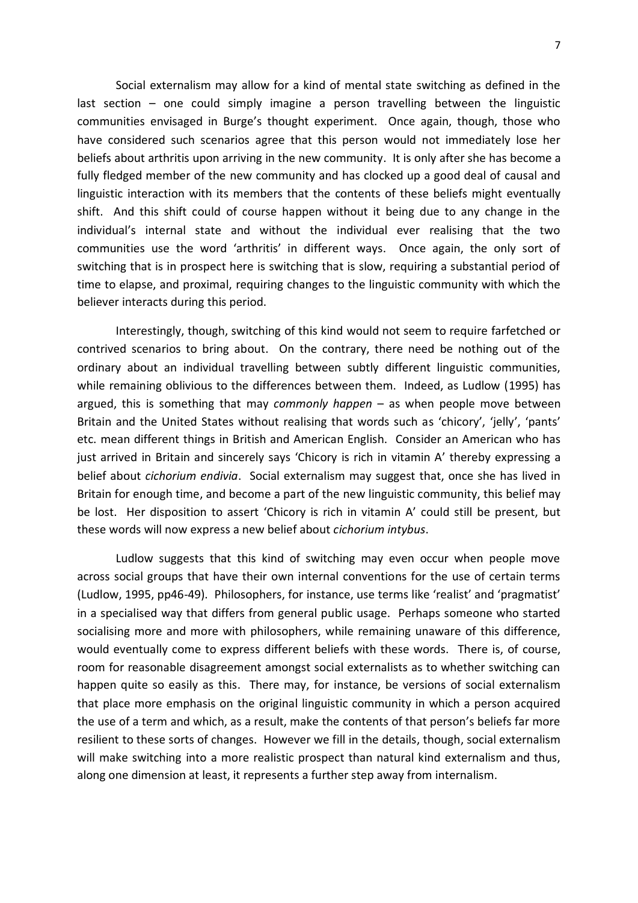Social externalism may allow for a kind of mental state switching as defined in the last section – one could simply imagine a person travelling between the linguistic communities envisaged in Burge's thought experiment. Once again, though, those who have considered such scenarios agree that this person would not immediately lose her beliefs about arthritis upon arriving in the new community. It is only after she has become a fully fledged member of the new community and has clocked up a good deal of causal and linguistic interaction with its members that the contents of these beliefs might eventually shift. And this shift could of course happen without it being due to any change in the individual's internal state and without the individual ever realising that the two communities use the word 'arthritis' in different ways. Once again, the only sort of switching that is in prospect here is switching that is slow, requiring a substantial period of time to elapse, and proximal, requiring changes to the linguistic community with which the believer interacts during this period.

Interestingly, though, switching of this kind would not seem to require farfetched or contrived scenarios to bring about. On the contrary, there need be nothing out of the ordinary about an individual travelling between subtly different linguistic communities, while remaining oblivious to the differences between them. Indeed, as Ludlow (1995) has argued, this is something that may *commonly happen* – as when people move between Britain and the United States without realising that words such as 'chicory', 'jelly', 'pants' etc. mean different things in British and American English. Consider an American who has just arrived in Britain and sincerely says 'Chicory is rich in vitamin A' thereby expressing a belief about *cichorium endivia*. Social externalism may suggest that, once she has lived in Britain for enough time, and become a part of the new linguistic community, this belief may be lost. Her disposition to assert 'Chicory is rich in vitamin A' could still be present, but these words will now express a new belief about *cichorium intybus*.

Ludlow suggests that this kind of switching may even occur when people move across social groups that have their own internal conventions for the use of certain terms (Ludlow, 1995, pp46-49). Philosophers, for instance, use terms like 'realist' and 'pragmatist' in a specialised way that differs from general public usage. Perhaps someone who started socialising more and more with philosophers, while remaining unaware of this difference, would eventually come to express different beliefs with these words. There is, of course, room for reasonable disagreement amongst social externalists as to whether switching can happen quite so easily as this. There may, for instance, be versions of social externalism that place more emphasis on the original linguistic community in which a person acquired the use of a term and which, as a result, make the contents of that person's beliefs far more resilient to these sorts of changes. However we fill in the details, though, social externalism will make switching into a more realistic prospect than natural kind externalism and thus, along one dimension at least, it represents a further step away from internalism.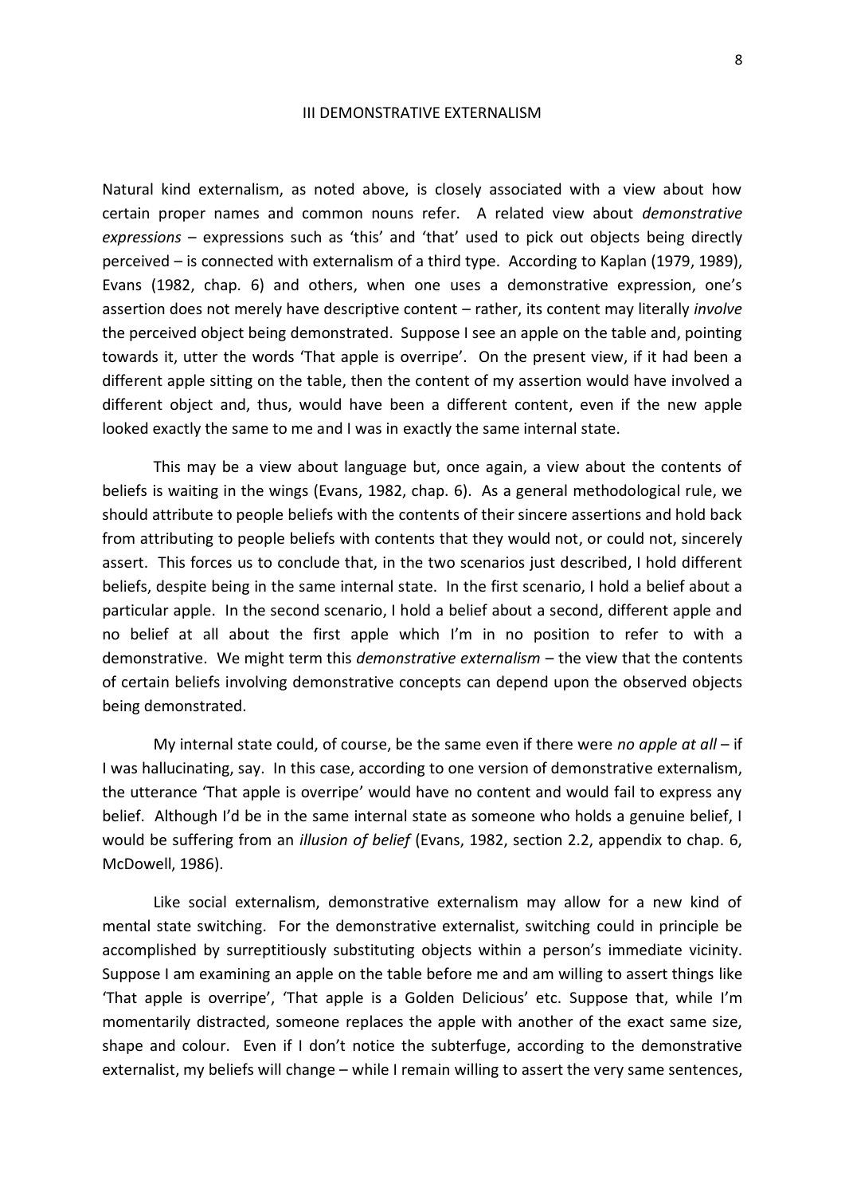## III DEMONSTRATIVE EXTERNALISM

Natural kind externalism, as noted above, is closely associated with a view about how certain proper names and common nouns refer. A related view about *demonstrative expressions* – expressions such as 'this' and 'that' used to pick out objects being directly perceived – is connected with externalism of a third type. According to Kaplan (1979, 1989), Evans (1982, chap. 6) and others, when one uses a demonstrative expression, one's assertion does not merely have descriptive content – rather, its content may literally *involve* the perceived object being demonstrated. Suppose I see an apple on the table and, pointing towards it, utter the words 'That apple is overripe'. On the present view, if it had been a different apple sitting on the table, then the content of my assertion would have involved a different object and, thus, would have been a different content, even if the new apple looked exactly the same to me and I was in exactly the same internal state.

This may be a view about language but, once again, a view about the contents of beliefs is waiting in the wings (Evans, 1982, chap. 6). As a general methodological rule, we should attribute to people beliefs with the contents of their sincere assertions and hold back from attributing to people beliefs with contents that they would not, or could not, sincerely assert. This forces us to conclude that, in the two scenarios just described, I hold different beliefs, despite being in the same internal state. In the first scenario, I hold a belief about a particular apple. In the second scenario, I hold a belief about a second, different apple and no belief at all about the first apple which I'm in no position to refer to with a demonstrative. We might term this *demonstrative externalism* – the view that the contents of certain beliefs involving demonstrative concepts can depend upon the observed objects being demonstrated.

My internal state could, of course, be the same even if there were *no apple at all* – if I was hallucinating, say. In this case, according to one version of demonstrative externalism, the utterance 'That apple is overripe' would have no content and would fail to express any belief. Although I'd be in the same internal state as someone who holds a genuine belief, I would be suffering from an *illusion of belief* (Evans, 1982, section 2.2, appendix to chap. 6, McDowell, 1986).

Like social externalism, demonstrative externalism may allow for a new kind of mental state switching. For the demonstrative externalist, switching could in principle be accomplished by surreptitiously substituting objects within a person's immediate vicinity. Suppose I am examining an apple on the table before me and am willing to assert things like 'That apple is overripe', 'That apple is a Golden Delicious' etc. Suppose that, while I'm momentarily distracted, someone replaces the apple with another of the exact same size, shape and colour. Even if I don't notice the subterfuge, according to the demonstrative externalist, my beliefs will change – while I remain willing to assert the very same sentences,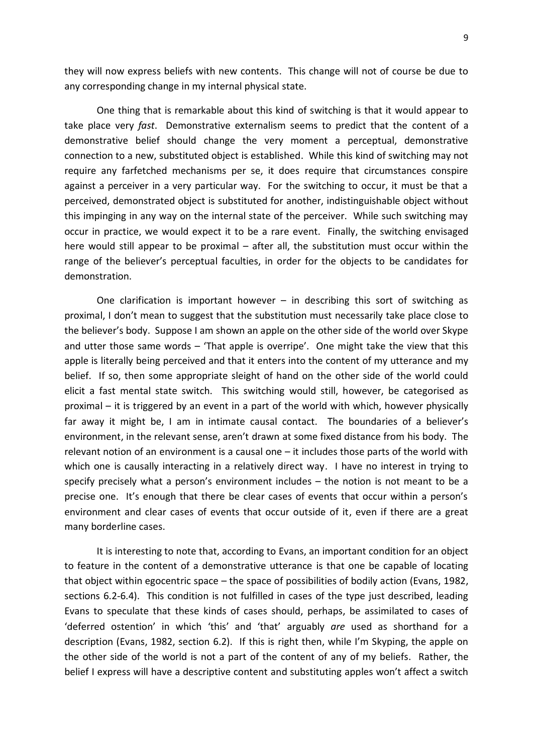they will now express beliefs with new contents. This change will not of course be due to any corresponding change in my internal physical state.

One thing that is remarkable about this kind of switching is that it would appear to take place very *fast*. Demonstrative externalism seems to predict that the content of a demonstrative belief should change the very moment a perceptual, demonstrative connection to a new, substituted object is established. While this kind of switching may not require any farfetched mechanisms per se, it does require that circumstances conspire against a perceiver in a very particular way. For the switching to occur, it must be that a perceived, demonstrated object is substituted for another, indistinguishable object without this impinging in any way on the internal state of the perceiver. While such switching may occur in practice, we would expect it to be a rare event. Finally, the switching envisaged here would still appear to be proximal – after all, the substitution must occur within the range of the believer's perceptual faculties, in order for the objects to be candidates for demonstration.

One clarification is important however – in describing this sort of switching as proximal, I don't mean to suggest that the substitution must necessarily take place close to the believer's body. Suppose I am shown an apple on the other side of the world over Skype and utter those same words – 'That apple is overripe'. One might take the view that this apple is literally being perceived and that it enters into the content of my utterance and my belief. If so, then some appropriate sleight of hand on the other side of the world could elicit a fast mental state switch. This switching would still, however, be categorised as proximal – it is triggered by an event in a part of the world with which, however physically far away it might be, I am in intimate causal contact. The boundaries of a believer's environment, in the relevant sense, aren't drawn at some fixed distance from his body. The relevant notion of an environment is a causal one – it includes those parts of the world with which one is causally interacting in a relatively direct way. I have no interest in trying to specify precisely what a person's environment includes – the notion is not meant to be a precise one. It's enough that there be clear cases of events that occur within a person's environment and clear cases of events that occur outside of it, even if there are a great many borderline cases.

It is interesting to note that, according to Evans, an important condition for an object to feature in the content of a demonstrative utterance is that one be capable of locating that object within egocentric space – the space of possibilities of bodily action (Evans, 1982, sections 6.2-6.4). This condition is not fulfilled in cases of the type just described, leading Evans to speculate that these kinds of cases should, perhaps, be assimilated to cases of 'deferred ostention' in which 'this' and 'that' arguably *are* used as shorthand for a description (Evans, 1982, section 6.2). If this is right then, while I'm Skyping, the apple on the other side of the world is not a part of the content of any of my beliefs. Rather, the belief I express will have a descriptive content and substituting apples won't affect a switch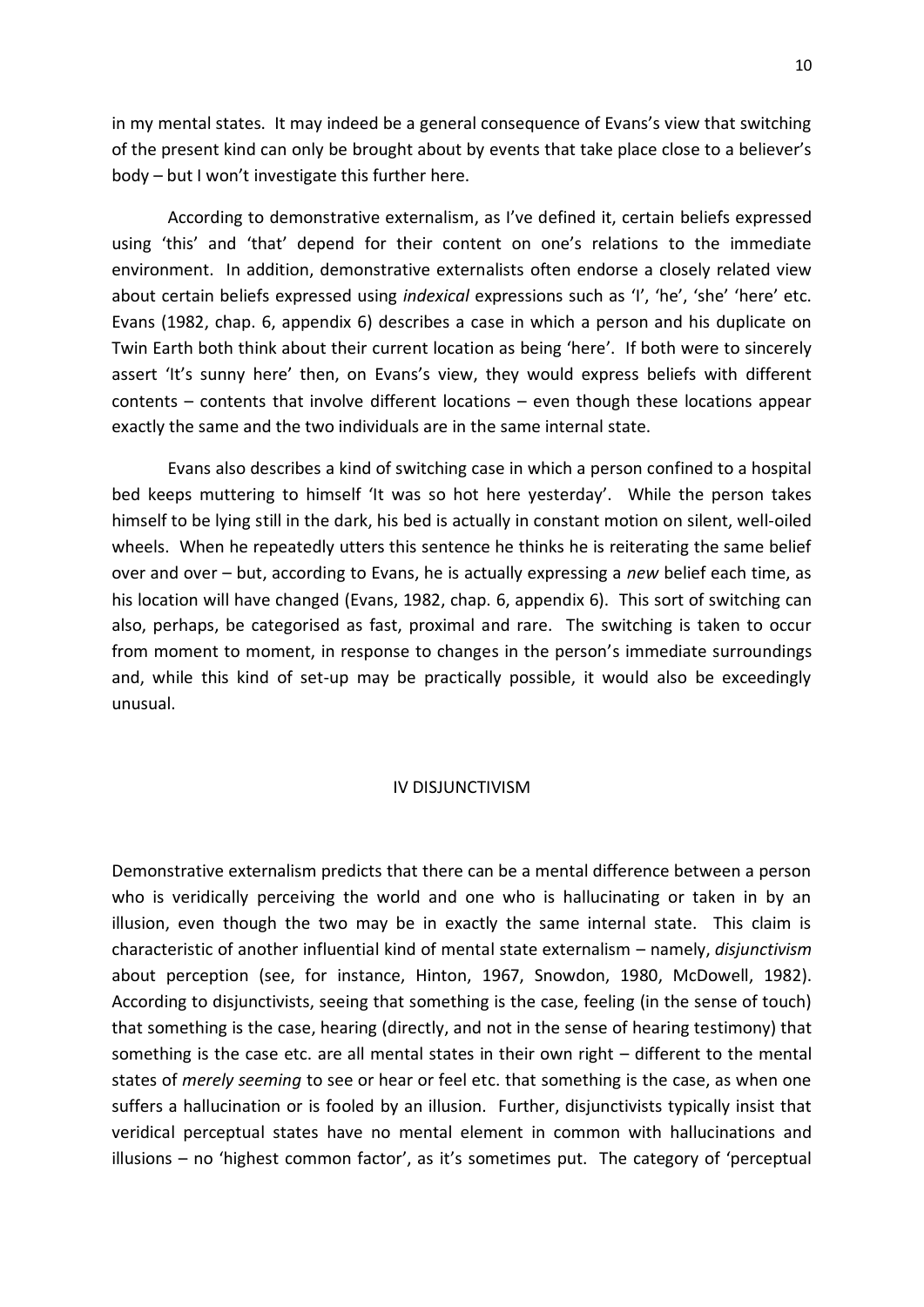in my mental states. It may indeed be a general consequence of Evans's view that switching of the present kind can only be brought about by events that take place close to a believer's body – but I won't investigate this further here.

According to demonstrative externalism, as I've defined it, certain beliefs expressed using 'this' and 'that' depend for their content on one's relations to the immediate environment. In addition, demonstrative externalists often endorse a closely related view about certain beliefs expressed using *indexical* expressions such as 'I', 'he', 'she' 'here' etc. Evans (1982, chap. 6, appendix 6) describes a case in which a person and his duplicate on Twin Earth both think about their current location as being 'here'. If both were to sincerely assert 'It's sunny here' then, on Evans's view, they would express beliefs with different contents – contents that involve different locations – even though these locations appear exactly the same and the two individuals are in the same internal state.

Evans also describes a kind of switching case in which a person confined to a hospital bed keeps muttering to himself 'It was so hot here yesterday'. While the person takes himself to be lying still in the dark, his bed is actually in constant motion on silent, well-oiled wheels. When he repeatedly utters this sentence he thinks he is reiterating the same belief over and over – but, according to Evans, he is actually expressing a *new* belief each time, as his location will have changed (Evans, 1982, chap. 6, appendix 6). This sort of switching can also, perhaps, be categorised as fast, proximal and rare. The switching is taken to occur from moment to moment, in response to changes in the person's immediate surroundings and, while this kind of set-up may be practically possible, it would also be exceedingly unusual.

## IV DISJUNCTIVISM

Demonstrative externalism predicts that there can be a mental difference between a person who is veridically perceiving the world and one who is hallucinating or taken in by an illusion, even though the two may be in exactly the same internal state. This claim is characteristic of another influential kind of mental state externalism – namely, *disjunctivism* about perception (see, for instance, Hinton, 1967, Snowdon, 1980, McDowell, 1982). According to disjunctivists, seeing that something is the case, feeling (in the sense of touch) that something is the case, hearing (directly, and not in the sense of hearing testimony) that something is the case etc. are all mental states in their own right – different to the mental states of *merely seeming* to see or hear or feel etc. that something is the case, as when one suffers a hallucination or is fooled by an illusion. Further, disjunctivists typically insist that veridical perceptual states have no mental element in common with hallucinations and illusions – no 'highest common factor', as it's sometimes put. The category of 'perceptual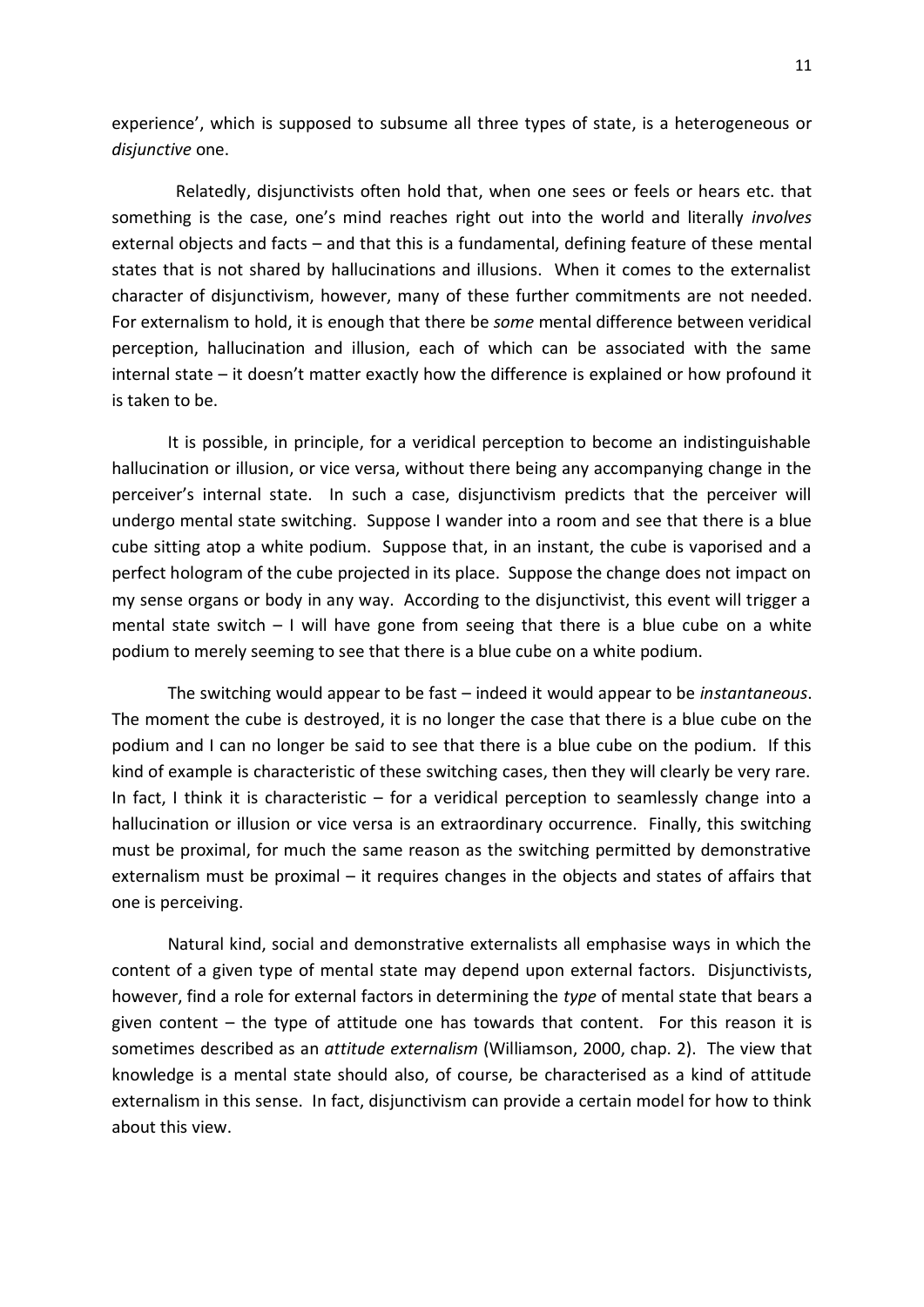experience', which is supposed to subsume all three types of state, is a heterogeneous or *disjunctive* one.

Relatedly, disjunctivists often hold that, when one sees or feels or hears etc. that something is the case, one's mind reaches right out into the world and literally *involves* external objects and facts – and that this is a fundamental, defining feature of these mental states that is not shared by hallucinations and illusions. When it comes to the externalist character of disjunctivism, however, many of these further commitments are not needed. For externalism to hold, it is enough that there be *some* mental difference between veridical perception, hallucination and illusion, each of which can be associated with the same internal state – it doesn't matter exactly how the difference is explained or how profound it is taken to be.

It is possible, in principle, for a veridical perception to become an indistinguishable hallucination or illusion, or vice versa, without there being any accompanying change in the perceiver's internal state. In such a case, disjunctivism predicts that the perceiver will undergo mental state switching. Suppose I wander into a room and see that there is a blue cube sitting atop a white podium. Suppose that, in an instant, the cube is vaporised and a perfect hologram of the cube projected in its place. Suppose the change does not impact on my sense organs or body in any way. According to the disjunctivist, this event will trigger a mental state switch – I will have gone from seeing that there is a blue cube on a white podium to merely seeming to see that there is a blue cube on a white podium.

The switching would appear to be fast – indeed it would appear to be *instantaneous*. The moment the cube is destroyed, it is no longer the case that there is a blue cube on the podium and I can no longer be said to see that there is a blue cube on the podium. If this kind of example is characteristic of these switching cases, then they will clearly be very rare. In fact, I think it is characteristic – for a veridical perception to seamlessly change into a hallucination or illusion or vice versa is an extraordinary occurrence. Finally, this switching must be proximal, for much the same reason as the switching permitted by demonstrative externalism must be proximal – it requires changes in the objects and states of affairs that one is perceiving.

Natural kind, social and demonstrative externalists all emphasise ways in which the content of a given type of mental state may depend upon external factors. Disjunctivists, however, find a role for external factors in determining the *type* of mental state that bears a given content – the type of attitude one has towards that content. For this reason it is sometimes described as an *attitude externalism* (Williamson, 2000, chap. 2). The view that knowledge is a mental state should also, of course, be characterised as a kind of attitude externalism in this sense. In fact, disjunctivism can provide a certain model for how to think about this view.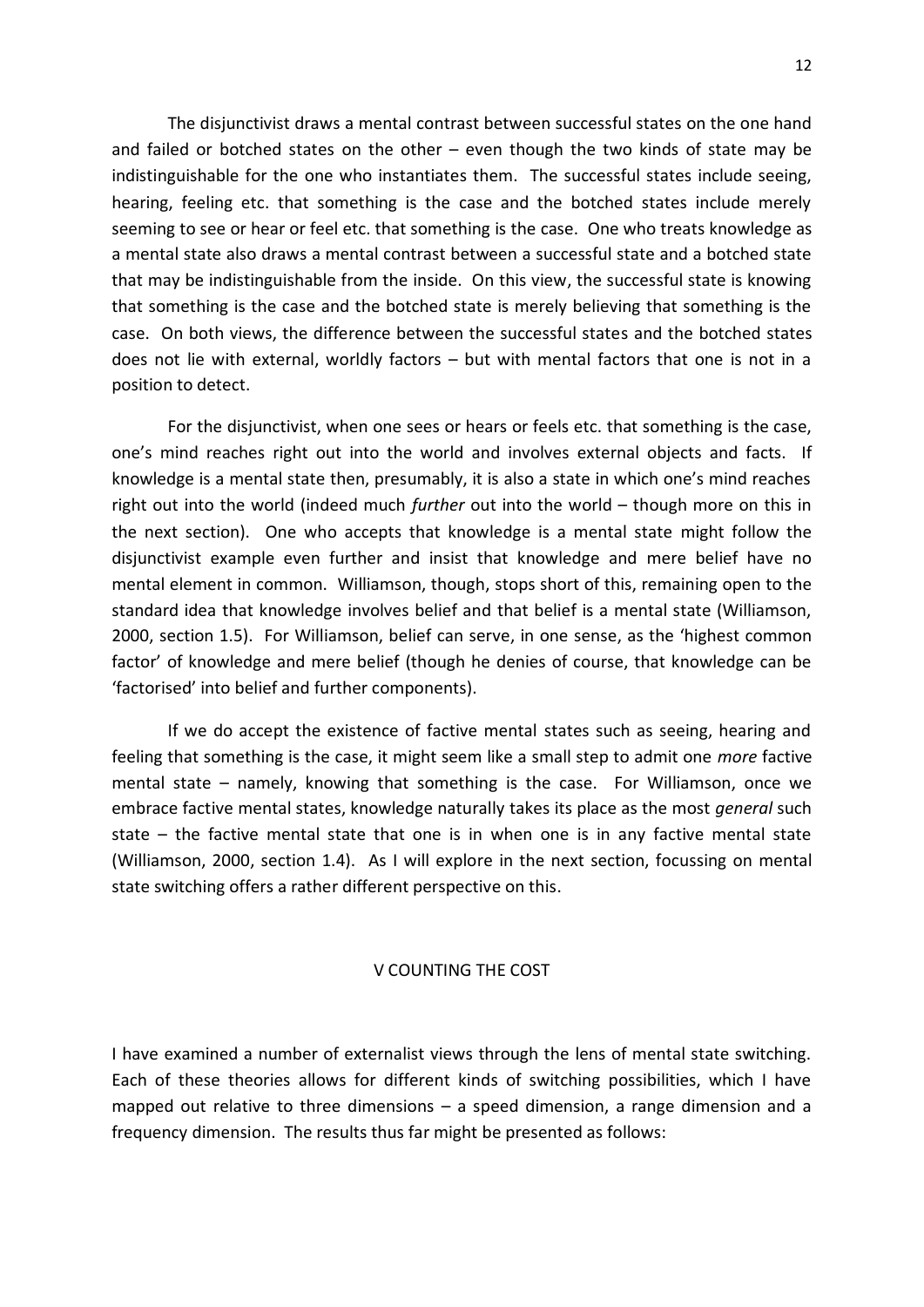The disjunctivist draws a mental contrast between successful states on the one hand and failed or botched states on the other – even though the two kinds of state may be indistinguishable for the one who instantiates them. The successful states include seeing, hearing, feeling etc. that something is the case and the botched states include merely seeming to see or hear or feel etc. that something is the case. One who treats knowledge as a mental state also draws a mental contrast between a successful state and a botched state that may be indistinguishable from the inside. On this view, the successful state is knowing that something is the case and the botched state is merely believing that something is the case. On both views, the difference between the successful states and the botched states does not lie with external, worldly factors – but with mental factors that one is not in a position to detect.

For the disjunctivist, when one sees or hears or feels etc. that something is the case, one's mind reaches right out into the world and involves external objects and facts. If knowledge is a mental state then, presumably, it is also a state in which one's mind reaches right out into the world (indeed much *further* out into the world – though more on this in the next section). One who accepts that knowledge is a mental state might follow the disjunctivist example even further and insist that knowledge and mere belief have no mental element in common. Williamson, though, stops short of this, remaining open to the standard idea that knowledge involves belief and that belief is a mental state (Williamson, 2000, section 1.5). For Williamson, belief can serve, in one sense, as the 'highest common factor' of knowledge and mere belief (though he denies of course, that knowledge can be 'factorised' into belief and further components).

If we do accept the existence of factive mental states such as seeing, hearing and feeling that something is the case, it might seem like a small step to admit one *more* factive mental state – namely, knowing that something is the case. For Williamson, once we embrace factive mental states, knowledge naturally takes its place as the most *general* such state – the factive mental state that one is in when one is in any factive mental state (Williamson, 2000, section 1.4). As I will explore in the next section, focussing on mental state switching offers a rather different perspective on this.

## V COUNTING THE COST

I have examined a number of externalist views through the lens of mental state switching. Each of these theories allows for different kinds of switching possibilities, which I have mapped out relative to three dimensions – a speed dimension, a range dimension and a frequency dimension. The results thus far might be presented as follows: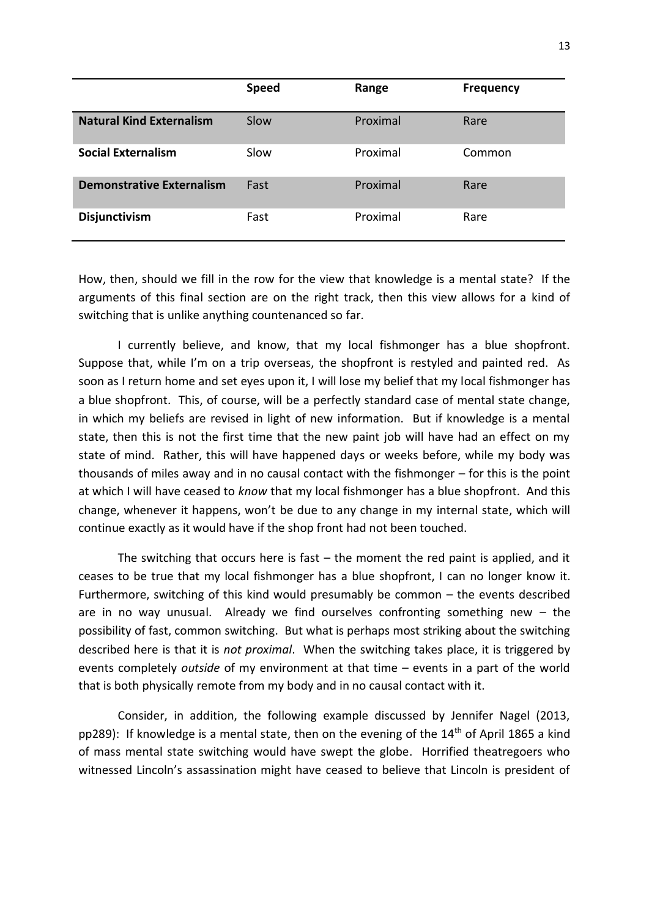| | Speed | Range | Frequency |
|---|---|---|---|
| **Natural Kind Externalism** | Slow | Proximal | Rare |
| **Social Externalism** | Slow | Proximal | Common |
| **Demonstrative Externalism** | Fast | Proximal | Rare |
| **Disjunctivism** | Fast | Proximal | Rare |

How, then, should we fill in the row for the view that knowledge is a mental state? If the arguments of this final section are on the right track, then this view allows for a kind of switching that is unlike anything countenanced so far.

I currently believe, and know, that my local fishmonger has a blue shopfront. Suppose that, while I'm on a trip overseas, the shopfront is restyled and painted red. As soon as I return home and set eyes upon it, I will lose my belief that my local fishmonger has a blue shopfront. This, of course, will be a perfectly standard case of mental state change, in which my beliefs are revised in light of new information. But if knowledge is a mental state, then this is not the first time that the new paint job will have had an effect on my state of mind. Rather, this will have happened days or weeks before, while my body was thousands of miles away and in no causal contact with the fishmonger – for this is the point at which I will have ceased to *know* that my local fishmonger has a blue shopfront. And this change, whenever it happens, won't be due to any change in my internal state, which will continue exactly as it would have if the shop front had not been touched.

The switching that occurs here is fast – the moment the red paint is applied, and it ceases to be true that my local fishmonger has a blue shopfront, I can no longer know it. Furthermore, switching of this kind would presumably be common – the events described are in no way unusual. Already we find ourselves confronting something new – the possibility of fast, common switching. But what is perhaps most striking about the switching described here is that it is *not proximal*. When the switching takes place, it is triggered by events completely *outside* of my environment at that time – events in a part of the world that is both physically remote from my body and in no causal contact with it.

Consider, in addition, the following example discussed by Jennifer Nagel (2013, pp289): If knowledge is a mental state, then on the evening of the 14th of April 1865 a kind of mass mental state switching would have swept the globe. Horrified theatregoers who witnessed Lincoln's assassination might have ceased to believe that Lincoln is president of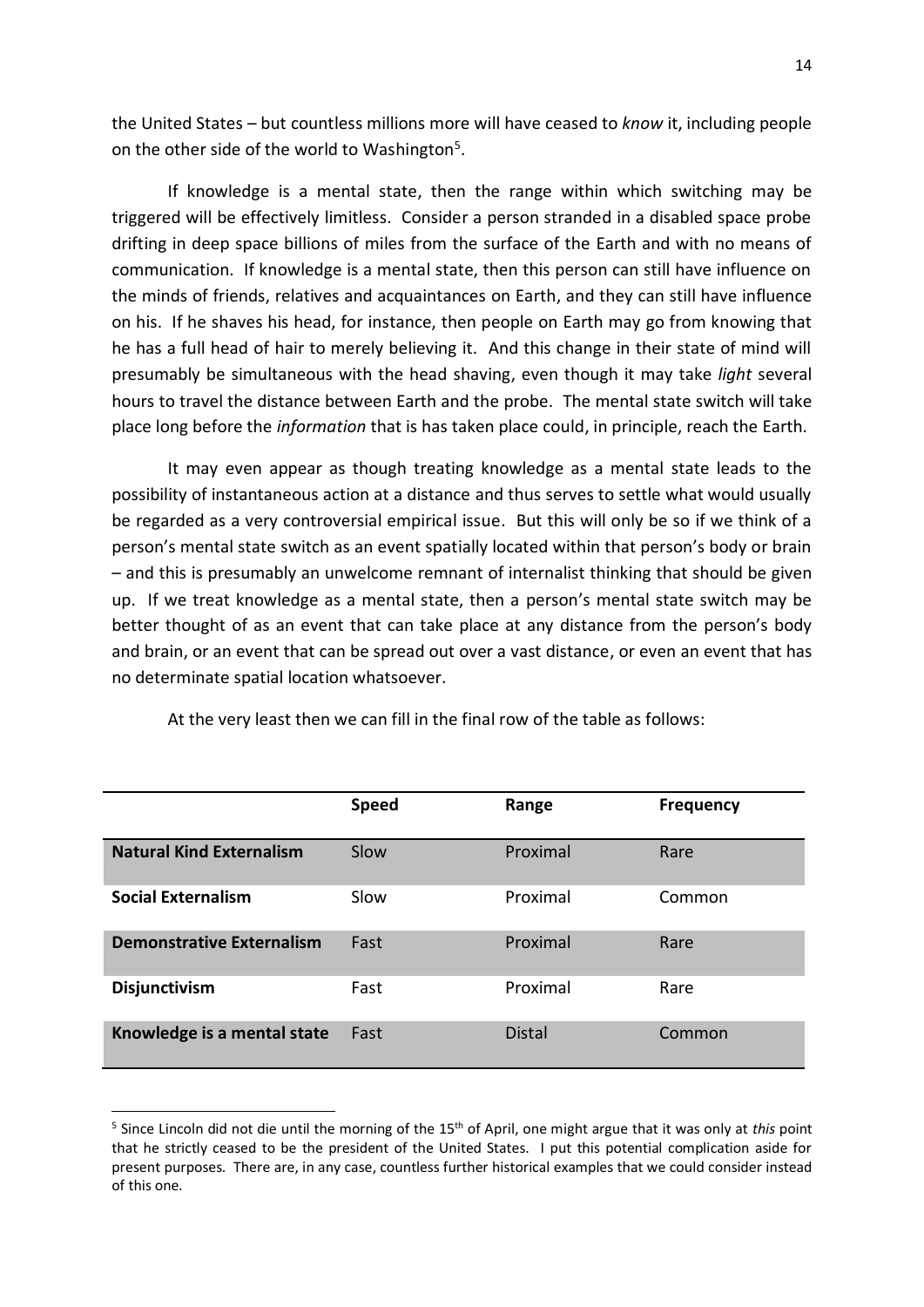the United States – but countless millions more will have ceased to *know* it, including people on the other side of the world to Washington[5].

If knowledge is a mental state, then the range within which switching may be triggered will be effectively limitless. Consider a person stranded in a disabled space probe drifting in deep space billions of miles from the surface of the Earth and with no means of communication. If knowledge is a mental state, then this person can still have influence on the minds of friends, relatives and acquaintances on Earth, and they can still have influence on his. If he shaves his head, for instance, then people on Earth may go from knowing that he has a full head of hair to merely believing it. And this change in their state of mind will presumably be simultaneous with the head shaving, even though it may take *light* several hours to travel the distance between Earth and the probe. The mental state switch will take place long before the *information* that is has taken place could, in principle, reach the Earth.

It may even appear as though treating knowledge as a mental state leads to the possibility of instantaneous action at a distance and thus serves to settle what would usually be regarded as a very controversial empirical issue. But this will only be so if we think of a person's mental state switch as an event spatially located within that person's body or brain – and this is presumably an unwelcome remnant of internalist thinking that should be given up. If we treat knowledge as a mental state, then a person's mental state switch may be better thought of as an event that can take place at any distance from the person's body and brain, or an event that can be spread out over a vast distance, or even an event that has no determinate spatial location whatsoever.

At the very least then we can fill in the final row of the table as follows:

| | **Speed** | **Range** | **Frequency** |
|---|---|---|---|
| **Natural Kind Externalism** | Slow | Proximal | Rare |
| **Social Externalism** | Slow | Proximal | Common |
| **Demonstrative Externalism** | Fast | Proximal | Rare |
| **Disjunctivism** | Fast | Proximal | Rare |
| **Knowledge is a mental state** | Fast | Distal | Common |

[5] Since Lincoln did not die until the morning of the 15th of April, one might argue that it was only at *this* point that he strictly ceased to be the president of the United States. I put this potential complication aside for present purposes. There are, in any case, countless further historical examples that we could consider instead of this one.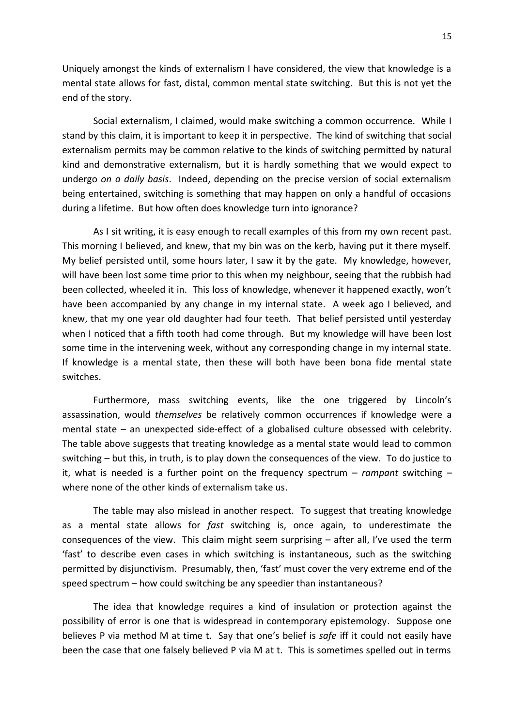Uniquely amongst the kinds of externalism I have considered, the view that knowledge is a mental state allows for fast, distal, common mental state switching. But this is not yet the end of the story.

Social externalism, I claimed, would make switching a common occurrence. While I stand by this claim, it is important to keep it in perspective. The kind of switching that social externalism permits may be common relative to the kinds of switching permitted by natural kind and demonstrative externalism, but it is hardly something that we would expect to undergo *on a daily basis*. Indeed, depending on the precise version of social externalism being entertained, switching is something that may happen on only a handful of occasions during a lifetime. But how often does knowledge turn into ignorance?

As I sit writing, it is easy enough to recall examples of this from my own recent past. This morning I believed, and knew, that my bin was on the kerb, having put it there myself. My belief persisted until, some hours later, I saw it by the gate. My knowledge, however, will have been lost some time prior to this when my neighbour, seeing that the rubbish had been collected, wheeled it in. This loss of knowledge, whenever it happened exactly, won't have been accompanied by any change in my internal state. A week ago I believed, and knew, that my one year old daughter had four teeth. That belief persisted until yesterday when I noticed that a fifth tooth had come through. But my knowledge will have been lost some time in the intervening week, without any corresponding change in my internal state. If knowledge is a mental state, then these will both have been bona fide mental state switches.

Furthermore, mass switching events, like the one triggered by Lincoln's assassination, would *themselves* be relatively common occurrences if knowledge were a mental state – an unexpected side-effect of a globalised culture obsessed with celebrity. The table above suggests that treating knowledge as a mental state would lead to common switching – but this, in truth, is to play down the consequences of the view. To do justice to it, what is needed is a further point on the frequency spectrum – *rampant* switching – where none of the other kinds of externalism take us.

The table may also mislead in another respect. To suggest that treating knowledge as a mental state allows for *fast* switching is, once again, to underestimate the consequences of the view. This claim might seem surprising – after all, I've used the term 'fast' to describe even cases in which switching is instantaneous, such as the switching permitted by disjunctivism. Presumably, then, 'fast' must cover the very extreme end of the speed spectrum – how could switching be any speedier than instantaneous?

The idea that knowledge requires a kind of insulation or protection against the possibility of error is one that is widespread in contemporary epistemology. Suppose one believes P via method M at time t. Say that one's belief is *safe* iff it could not easily have been the case that one falsely believed P via M at t. This is sometimes spelled out in terms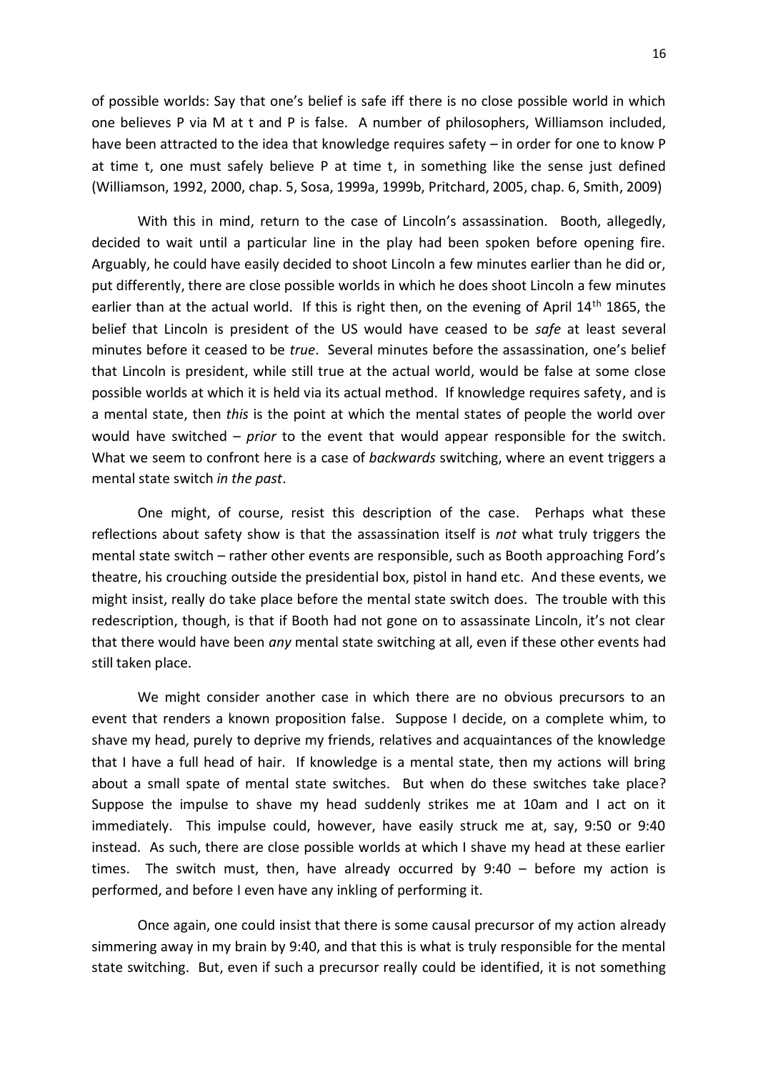of possible worlds: Say that one's belief is safe iff there is no close possible world in which one believes P via M at t and P is false. A number of philosophers, Williamson included, have been attracted to the idea that knowledge requires safety – in order for one to know P at time t, one must safely believe P at time t, in something like the sense just defined (Williamson, 1992, 2000, chap. 5, Sosa, 1999a, 1999b, Pritchard, 2005, chap. 6, Smith, 2009)

With this in mind, return to the case of Lincoln's assassination. Booth, allegedly, decided to wait until a particular line in the play had been spoken before opening fire. Arguably, he could have easily decided to shoot Lincoln a few minutes earlier than he did or, put differently, there are close possible worlds in which he does shoot Lincoln a few minutes earlier than at the actual world. If this is right then, on the evening of April 14th 1865, the belief that Lincoln is president of the US would have ceased to be *safe* at least several minutes before it ceased to be *true*. Several minutes before the assassination, one's belief that Lincoln is president, while still true at the actual world, would be false at some close possible worlds at which it is held via its actual method. If knowledge requires safety, and is a mental state, then *this* is the point at which the mental states of people the world over would have switched – *prior* to the event that would appear responsible for the switch. What we seem to confront here is a case of *backwards* switching, where an event triggers a mental state switch *in the past*.

One might, of course, resist this description of the case. Perhaps what these reflections about safety show is that the assassination itself is *not* what truly triggers the mental state switch – rather other events are responsible, such as Booth approaching Ford's theatre, his crouching outside the presidential box, pistol in hand etc. And these events, we might insist, really do take place before the mental state switch does. The trouble with this redescription, though, is that if Booth had not gone on to assassinate Lincoln, it's not clear that there would have been *any* mental state switching at all, even if these other events had still taken place.

We might consider another case in which there are no obvious precursors to an event that renders a known proposition false. Suppose I decide, on a complete whim, to shave my head, purely to deprive my friends, relatives and acquaintances of the knowledge that I have a full head of hair. If knowledge is a mental state, then my actions will bring about a small spate of mental state switches. But when do these switches take place? Suppose the impulse to shave my head suddenly strikes me at 10am and I act on it immediately. This impulse could, however, have easily struck me at, say, 9:50 or 9:40 instead. As such, there are close possible worlds at which I shave my head at these earlier times. The switch must, then, have already occurred by 9:40 – before my action is performed, and before I even have any inkling of performing it.

Once again, one could insist that there is some causal precursor of my action already simmering away in my brain by 9:40, and that this is what is truly responsible for the mental state switching. But, even if such a precursor really could be identified, it is not something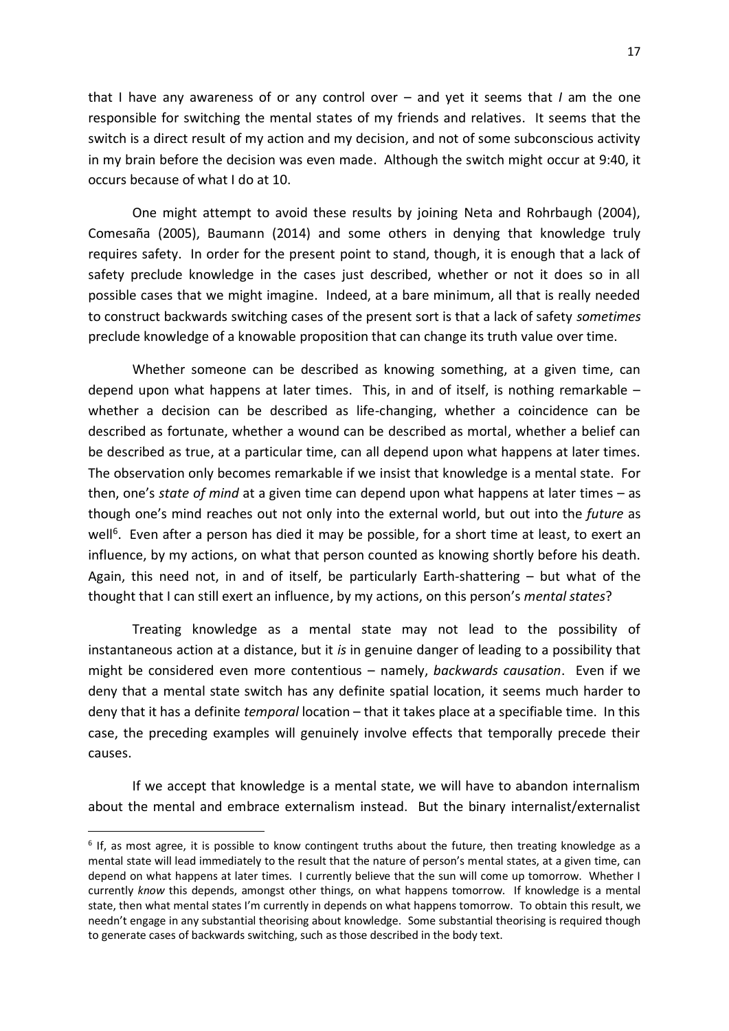that I have any awareness of or any control over – and yet it seems that *I* am the one responsible for switching the mental states of my friends and relatives. It seems that the switch is a direct result of my action and my decision, and not of some subconscious activity in my brain before the decision was even made. Although the switch might occur at 9:40, it occurs because of what I do at 10.

One might attempt to avoid these results by joining Neta and Rohrbaugh (2004), Comesaña (2005), Baumann (2014) and some others in denying that knowledge truly requires safety. In order for the present point to stand, though, it is enough that a lack of safety preclude knowledge in the cases just described, whether or not it does so in all possible cases that we might imagine. Indeed, at a bare minimum, all that is really needed to construct backwards switching cases of the present sort is that a lack of safety *sometimes* preclude knowledge of a knowable proposition that can change its truth value over time.

Whether someone can be described as knowing something, at a given time, can depend upon what happens at later times. This, in and of itself, is nothing remarkable – whether a decision can be described as life-changing, whether a coincidence can be described as fortunate, whether a wound can be described as mortal, whether a belief can be described as true, at a particular time, can all depend upon what happens at later times. The observation only becomes remarkable if we insist that knowledge is a mental state. For then, one's *state of mind* at a given time can depend upon what happens at later times – as though one's mind reaches out not only into the external world, but out into the *future* as well[6]. Even after a person has died it may be possible, for a short time at least, to exert an influence, by my actions, on what that person counted as knowing shortly before his death. Again, this need not, in and of itself, be particularly Earth-shattering – but what of the thought that I can still exert an influence, by my actions, on this person's *mental states*?

Treating knowledge as a mental state may not lead to the possibility of instantaneous action at a distance, but it *is* in genuine danger of leading to a possibility that might be considered even more contentious – namely, *backwards causation*. Even if we deny that a mental state switch has any definite spatial location, it seems much harder to deny that it has a definite *temporal* location – that it takes place at a specifiable time. In this case, the preceding examples will genuinely involve effects that temporally precede their causes.

If we accept that knowledge is a mental state, we will have to abandon internalism about the mental and embrace externalism instead. But the binary internalist/externalist

[6] If, as most agree, it is possible to know contingent truths about the future, then treating knowledge as a mental state will lead immediately to the result that the nature of person's mental states, at a given time, can depend on what happens at later times. I currently believe that the sun will come up tomorrow. Whether I currently *know* this depends, amongst other things, on what happens tomorrow. If knowledge is a mental state, then what mental states I'm currently in depends on what happens tomorrow. To obtain this result, we needn't engage in any substantial theorising about knowledge. Some substantial theorising is required though to generate cases of backwards switching, such as those described in the body text.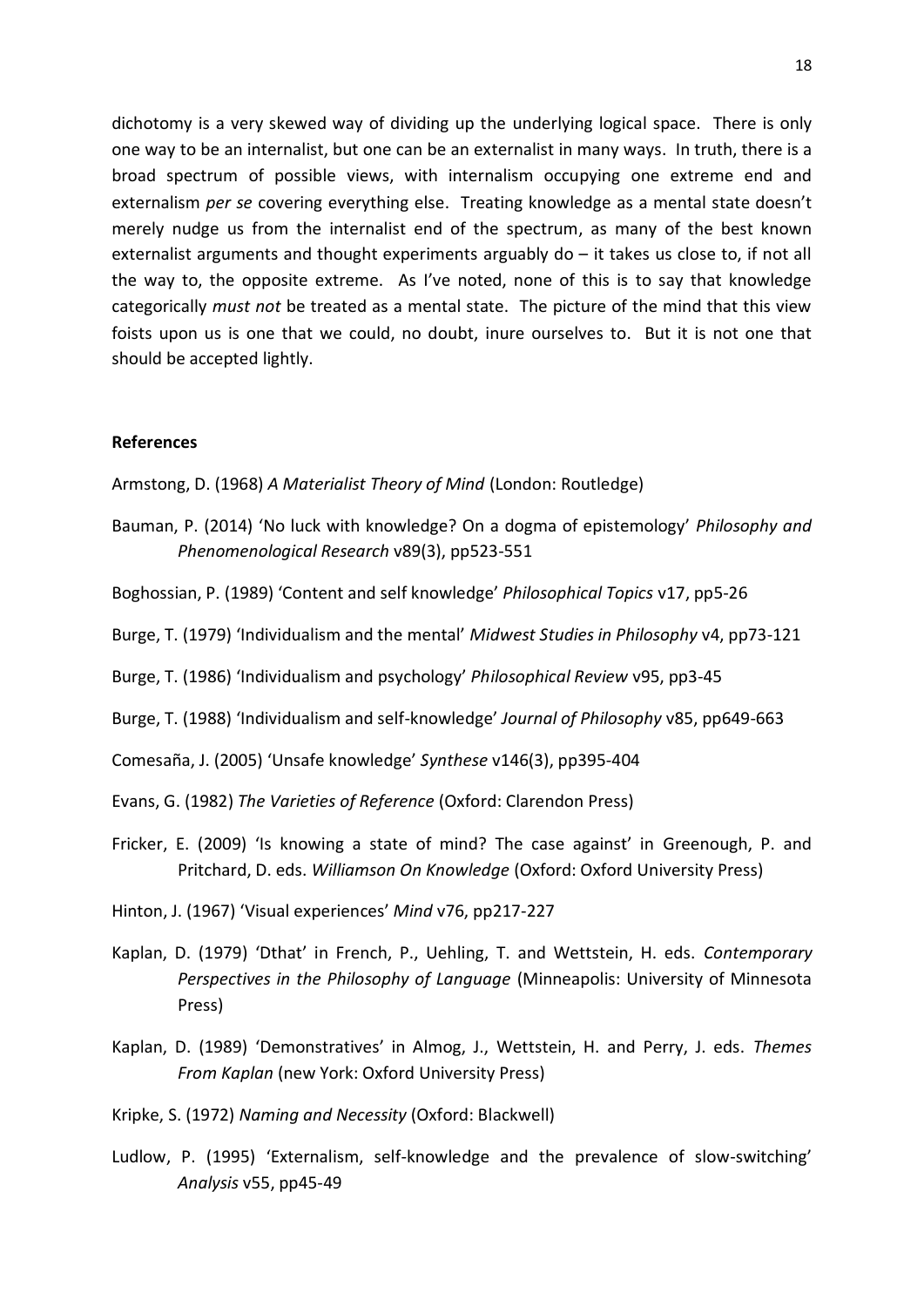dichotomy is a very skewed way of dividing up the underlying logical space. There is only one way to be an internalist, but one can be an externalist in many ways. In truth, there is a broad spectrum of possible views, with internalism occupying one extreme end and externalism *per se* covering everything else. Treating knowledge as a mental state doesn't merely nudge us from the internalist end of the spectrum, as many of the best known externalist arguments and thought experiments arguably do – it takes us close to, if not all the way to, the opposite extreme. As I've noted, none of this is to say that knowledge categorically *must not* be treated as a mental state. The picture of the mind that this view foists upon us is one that we could, no doubt, inure ourselves to. But it is not one that should be accepted lightly.

**References**

Armstong, D. (1968) *A Materialist Theory of Mind* (London: Routledge)

Bauman, P. (2014) 'No luck with knowledge? On a dogma of epistemology' *Philosophy and Phenomenological Research* v89(3), pp523-551

Boghossian, P. (1989) 'Content and self knowledge' *Philosophical Topics* v17, pp5-26

Burge, T. (1979) 'Individualism and the mental' *Midwest Studies in Philosophy* v4, pp73-121

Burge, T. (1986) 'Individualism and psychology' *Philosophical Review* v95, pp3-45

Burge, T. (1988) 'Individualism and self-knowledge' *Journal of Philosophy* v85, pp649-663

Comesaña, J. (2005) 'Unsafe knowledge' *Synthese* v146(3), pp395-404

Evans, G. (1982) *The Varieties of Reference* (Oxford: Clarendon Press)

Fricker, E. (2009) 'Is knowing a state of mind? The case against' in Greenough, P. and Pritchard, D. eds. *Williamson On Knowledge* (Oxford: Oxford University Press)

Hinton, J. (1967) 'Visual experiences' *Mind* v76, pp217-227

Kaplan, D. (1979) 'Dthat' in French, P., Uehling, T. and Wettstein, H. eds. *Contemporary Perspectives in the Philosophy of Language* (Minneapolis: University of Minnesota Press)

Kaplan, D. (1989) 'Demonstratives' in Almog, J., Wettstein, H. and Perry, J. eds. *Themes From Kaplan* (new York: Oxford University Press)

Kripke, S. (1972) *Naming and Necessity* (Oxford: Blackwell)

Ludlow, P. (1995) 'Externalism, self-knowledge and the prevalence of slow-switching' *Analysis* v55, pp45-49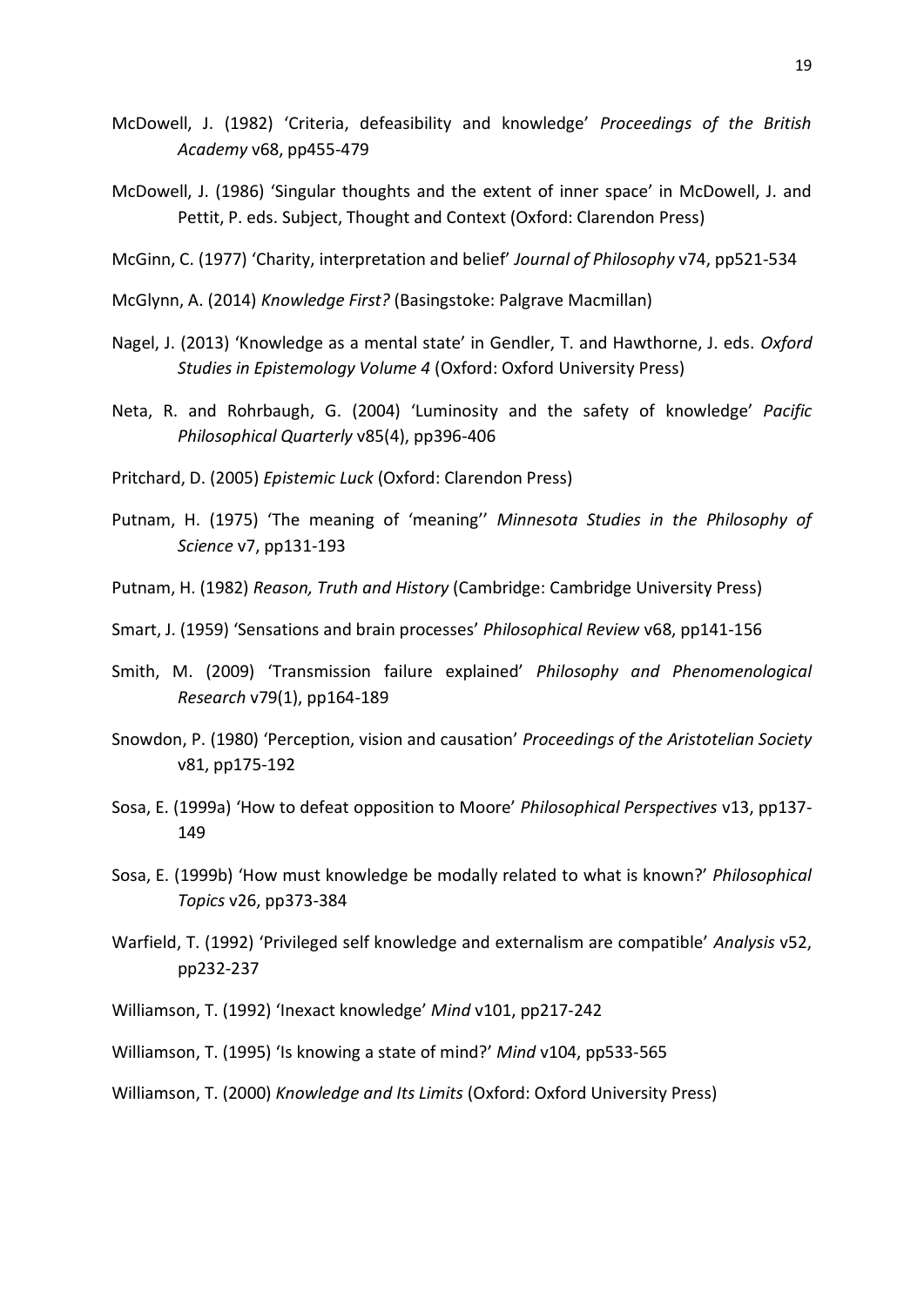McDowell, J. (1982) ‘Criteria, defeasibility and knowledge’ *Proceedings of the British Academy* v68, pp455-479

McDowell, J. (1986) ‘Singular thoughts and the extent of inner space’ in McDowell, J. and Pettit, P. eds. Subject, Thought and Context (Oxford: Clarendon Press)

McGinn, C. (1977) ‘Charity, interpretation and belief’ *Journal of Philosophy* v74, pp521-534

McGlynn, A. (2014) *Knowledge First?* (Basingstoke: Palgrave Macmillan)

Nagel, J. (2013) ‘Knowledge as a mental state’ in Gendler, T. and Hawthorne, J. eds. *Oxford Studies in Epistemology Volume 4* (Oxford: Oxford University Press)

Neta, R. and Rohrbaugh, G. (2004) ‘Luminosity and the safety of knowledge’ *Pacific Philosophical Quarterly* v85(4), pp396-406

Pritchard, D. (2005) *Epistemic Luck* (Oxford: Clarendon Press)

Putnam, H. (1975) ‘The meaning of ‘meaning’’ *Minnesota Studies in the Philosophy of Science* v7, pp131-193

Putnam, H. (1982) *Reason, Truth and History* (Cambridge: Cambridge University Press)

Smart, J. (1959) ‘Sensations and brain processes’ *Philosophical Review* v68, pp141-156

Smith, M. (2009) ‘Transmission failure explained’ *Philosophy and Phenomenological Research* v79(1), pp164-189

Snowdon, P. (1980) ‘Perception, vision and causation’ *Proceedings of the Aristotelian Society* v81, pp175-192

Sosa, E. (1999a) ‘How to defeat opposition to Moore’ *Philosophical Perspectives* v13, pp137-149

Sosa, E. (1999b) ‘How must knowledge be modally related to what is known?’ *Philosophical Topics* v26, pp373-384

Warfield, T. (1992) ‘Privileged self knowledge and externalism are compatible’ *Analysis* v52, pp232-237

Williamson, T. (1992) ‘Inexact knowledge’ *Mind* v101, pp217-242

Williamson, T. (1995) ‘Is knowing a state of mind?’ *Mind* v104, pp533-565

Williamson, T. (2000) *Knowledge and Its Limits* (Oxford: Oxford University Press)